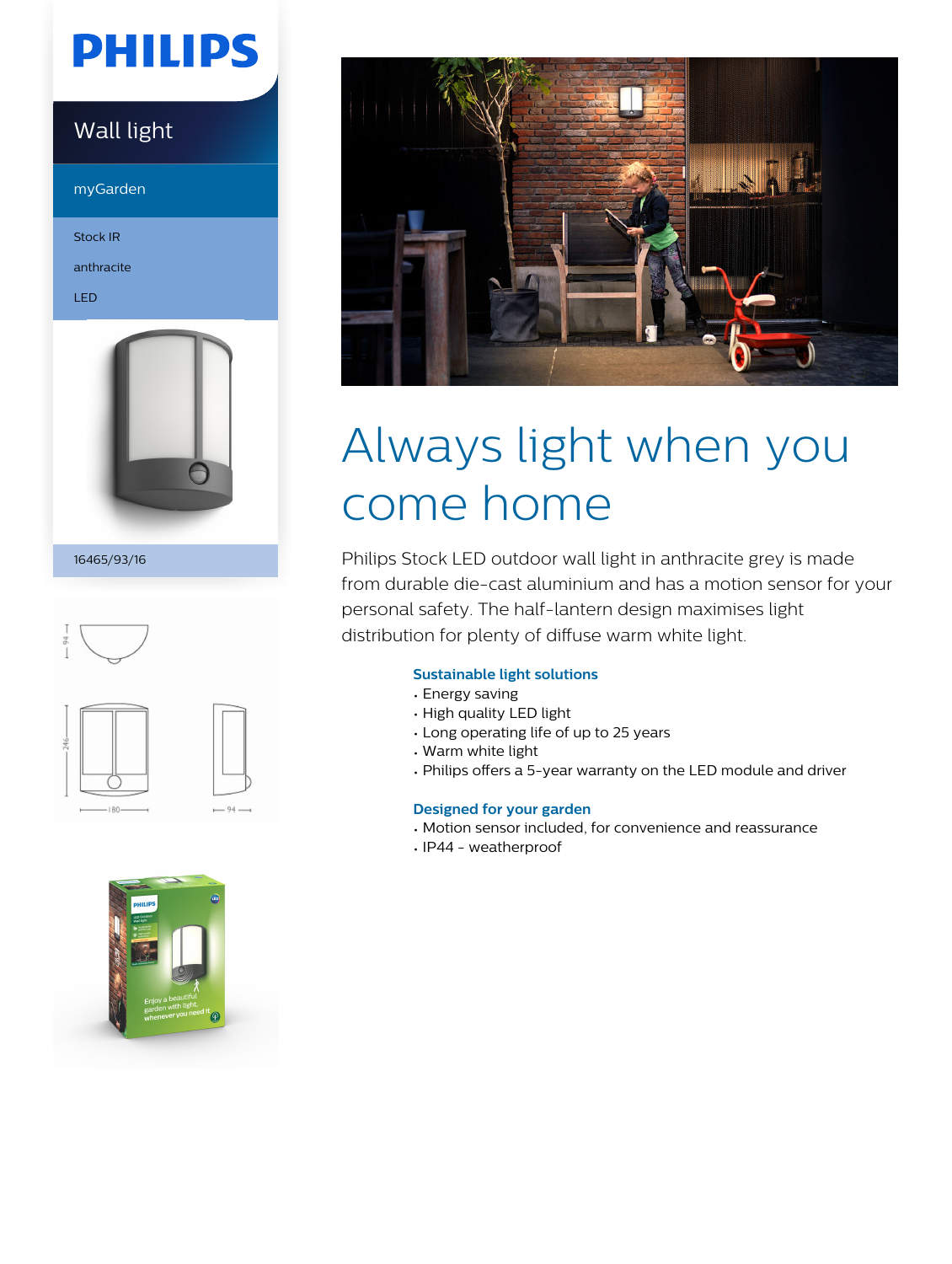PHILIPS

Wall light

myGarden

Stock IR

anthracite

LED

16465/93/16

# Always light when you come home

Philips Stock LED outdoor wall light in anthracite grey is made from durable die-cast aluminium and has a motion sensor for your personal safety. The half-lantern design maximises light distribution for plenty of diffuse warm white light.

### Sustainable light solutions

- Energy saving
- High quality LED light
- Long operating life of up to 25 years
- Warm white light
- Philips offers a 5-year warranty on the LED module and driver

### Designed for your garden

- Motion sensor included, for convenience and reassurance
- IP44 - weatherproof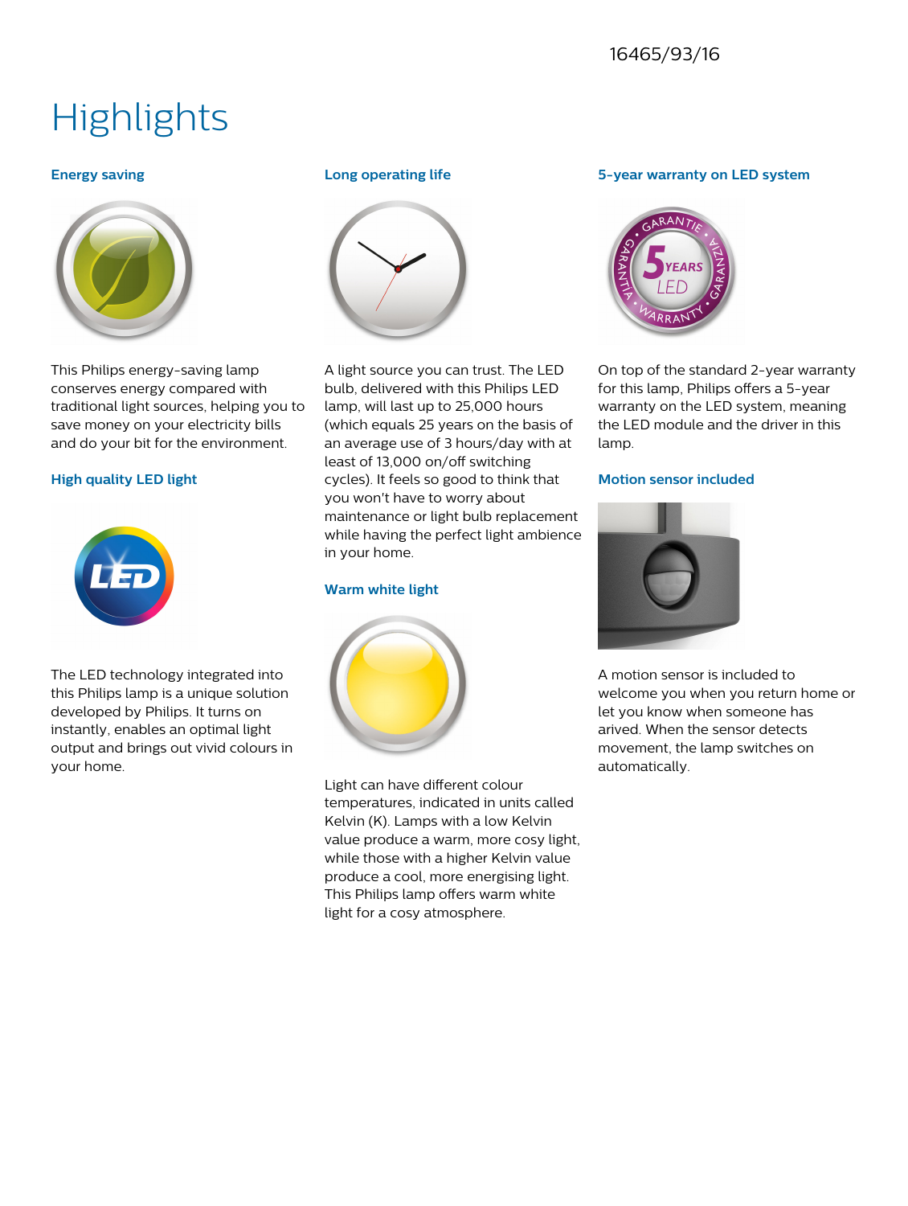# Highlights

### Energy saving

This Philips energy-saving lamp conserves energy compared with traditional light sources, helping you to save money on your electricity bills and do your bit for the environment.

### High quality LED light

The LED technology integrated into this Philips lamp is a unique solution developed by Philips. It turns on instantly, enables an optimal light output and brings out vivid colours in your home.

### Long operating life

A light source you can trust. The LED bulb, delivered with this Philips LED lamp, will last up to 25,000 hours (which equals 25 years on the basis of an average use of 3 hours/day with at least of 13,000 on/off switching cycles). It feels so good to think that you won't have to worry about maintenance or light bulb replacement while having the perfect light ambience in your home.

### Warm white light

Light can have different colour temperatures, indicated in units called Kelvin (K). Lamps with a low Kelvin value produce a warm, more cosy light, while those with a higher Kelvin value produce a cool, more energising light. This Philips lamp offers warm white light for a cosy atmosphere.

### 5-year warranty on LED system

On top of the standard 2-year warranty for this lamp, Philips offers a 5-year warranty on the LED system, meaning the LED module and the driver in this lamp.

### Motion sensor included

A motion sensor is included to welcome you when you return home or let you know when someone has arived. When the sensor detects movement, the lamp switches on automatically.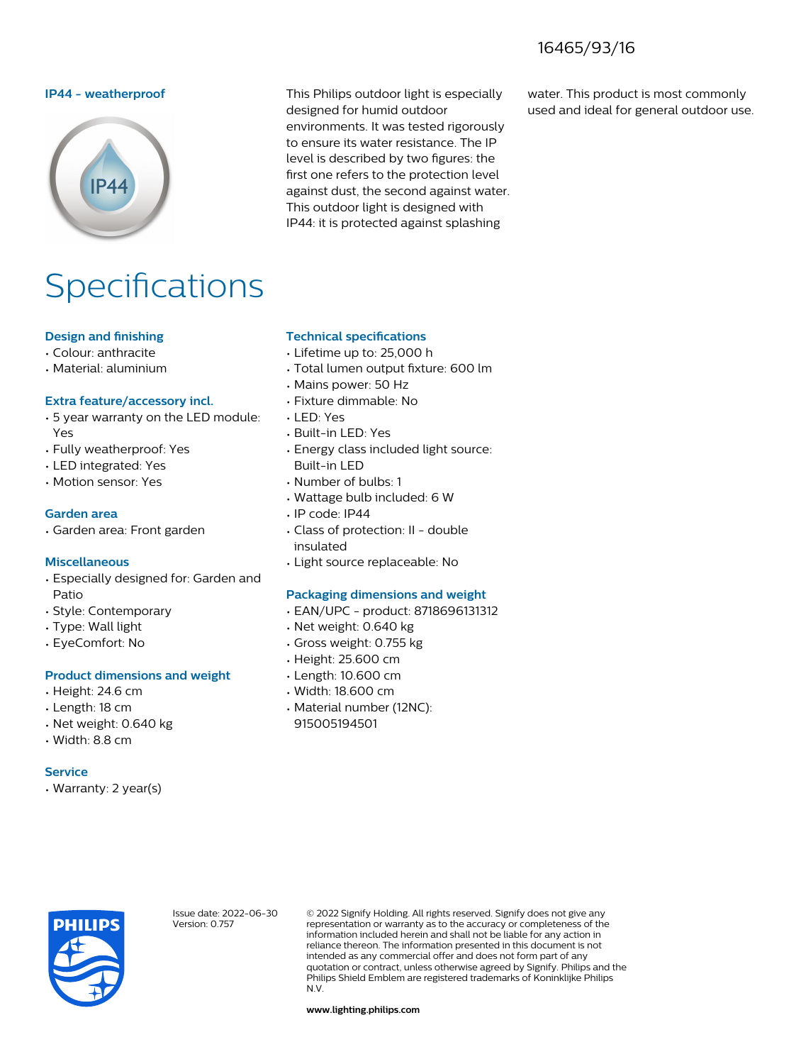16465/93/16

### IP44 - weatherproof

This Philips outdoor light is especially designed for humid outdoor environments. It was tested rigorously to ensure its water resistance. The IP level is described by two figures: the first one refers to the protection level against dust, the second against water. This outdoor light is designed with IP44: it is protected against splashing water. This product is most commonly used and ideal for general outdoor use.

# Specifications

### Design and finishing
- Colour: anthracite
- Material: aluminium

### Extra feature/accessory incl.
- 5 year warranty on the LED module: Yes
- Fully weatherproof: Yes
- LED integrated: Yes
- Motion sensor: Yes

### Garden area
- Garden area: Front garden

### Miscellaneous
- Especially designed for: Garden and Patio
- Style: Contemporary
- Type: Wall light
- EyeComfort: No

### Product dimensions and weight
- Height: 24.6 cm
- Length: 18 cm
- Net weight: 0.640 kg
- Width: 8.8 cm

### Service
- Warranty: 2 year(s)

### Technical specifications
- Lifetime up to: 25,000 h
- Total lumen output fixture: 600 lm
- Mains power: 50 Hz
- Fixture dimmable: No
- LED: Yes
- Built-in LED: Yes
- Energy class included light source: Built-in LED
- Number of bulbs: 1
- Wattage bulb included: 6 W
- IP code: IP44
- Class of protection: II - double insulated
- Light source replaceable: No

### Packaging dimensions and weight
- EAN/UPC - product: 8718696131312
- Net weight: 0.640 kg
- Gross weight: 0.755 kg
- Height: 25.600 cm
- Length: 10.600 cm
- Width: 18.600 cm
- Material number (12NC): 915005194501

Issue date: 2022-06-30
Version: 0.757

© 2022 Signify Holding. All rights reserved. Signify does not give any representation or warranty as to the accuracy or completeness of the information included herein and shall not be liable for any action in reliance thereon. The information presented in this document is not intended as any commercial offer and does not form part of any quotation or contract, unless otherwise agreed by Signify. Philips and the Philips Shield Emblem are registered trademarks of Koninklijke Philips N.V.

**www.lighting.philips.com**